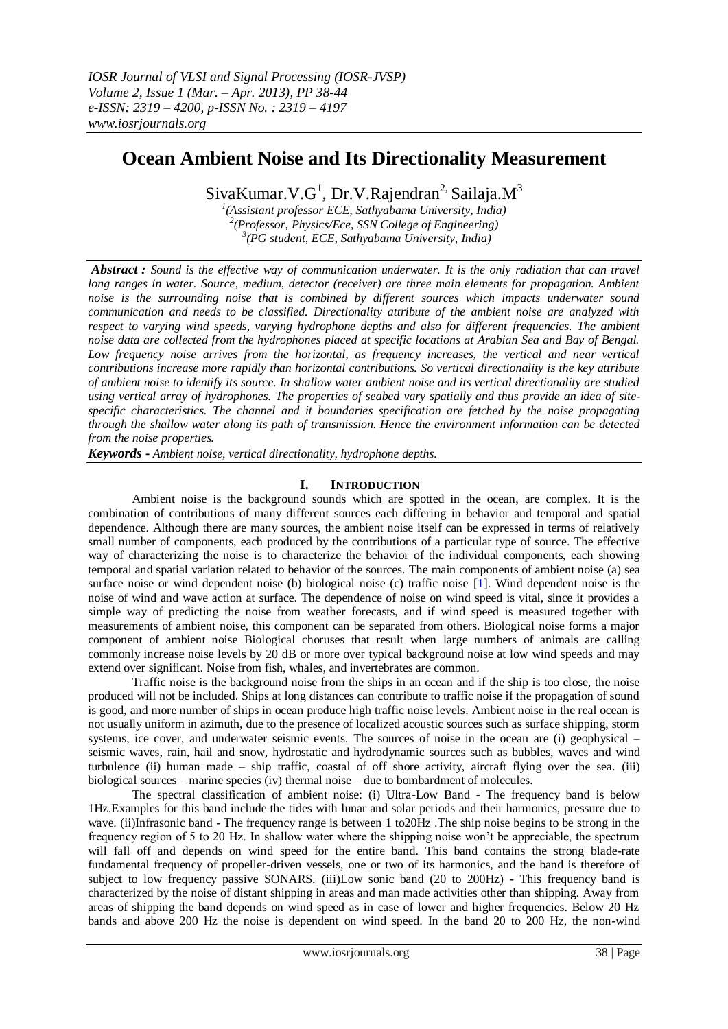# Ocean Ambient Noise and Its Directionality Measurement

SivaKumar.V.G[1], Dr.V.Rajendran[2], Sailaja.M[3]

[1](Assistant professor ECE, Sathyabama University, India)
[2](Professor, Physics/Ece, SSN College of Engineering)
[3](PG student, ECE, Sathyabama University, India)

***Abstract :*** *Sound is the effective way of communication underwater. It is the only radiation that can travel long ranges in water. Source, medium, detector (receiver) are three main elements for propagation. Ambient noise is the surrounding noise that is combined by different sources which impacts underwater sound communication and needs to be classified. Directionality attribute of the ambient noise are analyzed with respect to varying wind speeds, varying hydrophone depths and also for different frequencies. The ambient noise data are collected from the hydrophones placed at specific locations at Arabian Sea and Bay of Bengal. Low frequency noise arrives from the horizontal, as frequency increases, the vertical and near vertical contributions increase more rapidly than horizontal contributions. So vertical directionality is the key attribute of ambient noise to identify its source. In shallow water ambient noise and its vertical directionality are studied using vertical array of hydrophones. The properties of seabed vary spatially and thus provide an idea of site-specific characteristics. The channel and it boundaries specification are fetched by the noise propagating through the shallow water along its path of transmission. Hence the environment information can be detected from the noise properties.*

***Keywords -*** *Ambient noise, vertical directionality, hydrophone depths.*

## I. Introduction

Ambient noise is the background sounds which are spotted in the ocean, are complex. It is the combination of contributions of many different sources each differing in behavior and temporal and spatial dependence. Although there are many sources, the ambient noise itself can be expressed in terms of relatively small number of components, each produced by the contributions of a particular type of source. The effective way of characterizing the noise is to characterize the behavior of the individual components, each showing temporal and spatial variation related to behavior of the sources. The main components of ambient noise (a) sea surface noise or wind dependent noise (b) biological noise (c) traffic noise [1]. Wind dependent noise is the noise of wind and wave action at surface. The dependence of noise on wind speed is vital, since it provides a simple way of predicting the noise from weather forecasts, and if wind speed is measured together with measurements of ambient noise, this component can be separated from others. Biological noise forms a major component of ambient noise Biological choruses that result when large numbers of animals are calling commonly increase noise levels by 20 dB or more over typical background noise at low wind speeds and may extend over significant. Noise from fish, whales, and invertebrates are common.

Traffic noise is the background noise from the ships in an ocean and if the ship is too close, the noise produced will not be included. Ships at long distances can contribute to traffic noise if the propagation of sound is good, and more number of ships in ocean produce high traffic noise levels. Ambient noise in the real ocean is not usually uniform in azimuth, due to the presence of localized acoustic sources such as surface shipping, storm systems, ice cover, and underwater seismic events. The sources of noise in the ocean are (i) geophysical – seismic waves, rain, hail and snow, hydrostatic and hydrodynamic sources such as bubbles, waves and wind turbulence (ii) human made – ship traffic, coastal of off shore activity, aircraft flying over the sea. (iii) biological sources – marine species (iv) thermal noise – due to bombardment of molecules.

The spectral classification of ambient noise: (i) Ultra-Low Band - The frequency band is below 1Hz.Examples for this band include the tides with lunar and solar periods and their harmonics, pressure due to wave. (ii)Infrasonic band - The frequency range is between 1 to20Hz .The ship noise begins to be strong in the frequency region of 5 to 20 Hz. In shallow water where the shipping noise won't be appreciable, the spectrum will fall off and depends on wind speed for the entire band. This band contains the strong blade-rate fundamental frequency of propeller-driven vessels, one or two of its harmonics, and the band is therefore of subject to low frequency passive SONARS. (iii)Low sonic band (20 to 200Hz) - This frequency band is characterized by the noise of distant shipping in areas and man made activities other than shipping. Away from areas of shipping the band depends on wind speed as in case of lower and higher frequencies. Below 20 Hz bands and above 200 Hz the noise is dependent on wind speed. In the band 20 to 200 Hz, the non-wind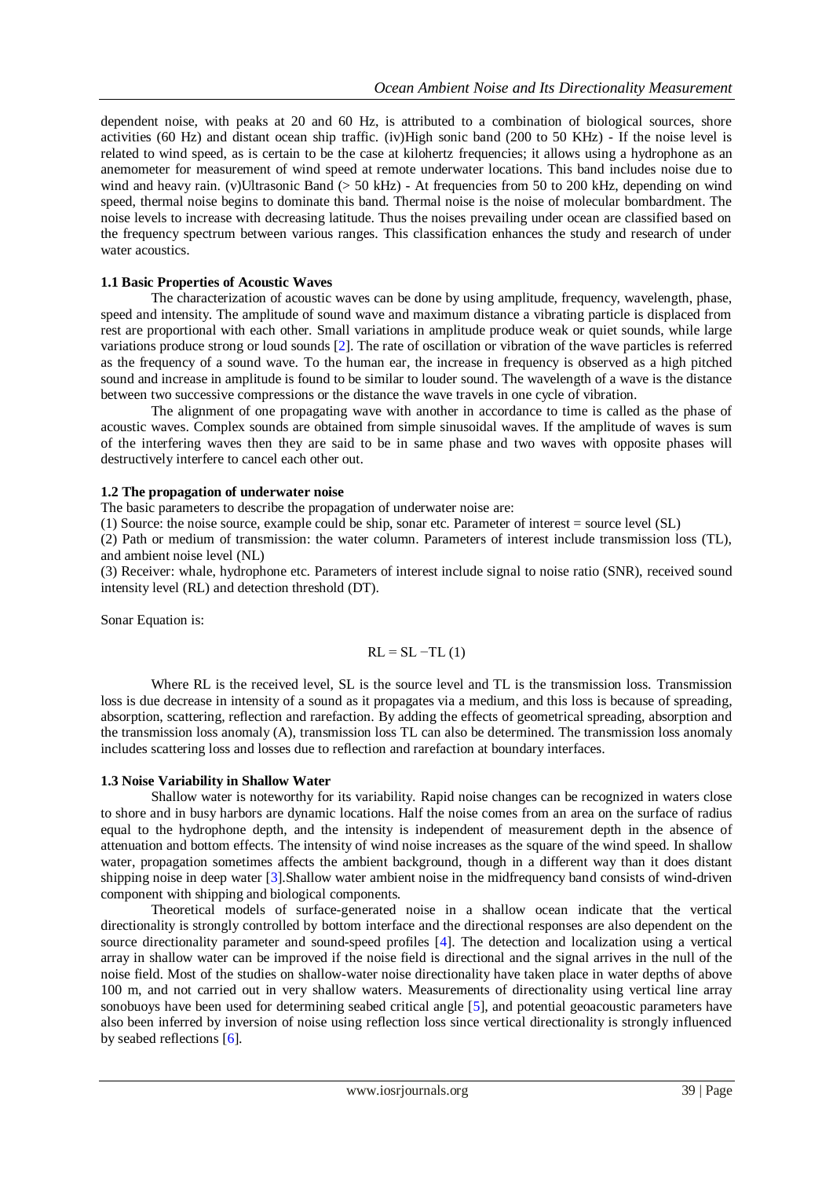dependent noise, with peaks at 20 and 60 Hz, is attributed to a combination of biological sources, shore activities (60 Hz) and distant ocean ship traffic. (iv)High sonic band (200 to 50 KHz) - If the noise level is related to wind speed, as is certain to be the case at kilohertz frequencies; it allows using a hydrophone as an anemometer for measurement of wind speed at remote underwater locations. This band includes noise due to wind and heavy rain. (v)Ultrasonic Band (> 50 kHz) - At frequencies from 50 to 200 kHz, depending on wind speed, thermal noise begins to dominate this band. Thermal noise is the noise of molecular bombardment. The noise levels to increase with decreasing latitude. Thus the noises prevailing under ocean are classified based on the frequency spectrum between various ranges. This classification enhances the study and research of under water acoustics.

### 1.1 Basic Properties of Acoustic Waves

The characterization of acoustic waves can be done by using amplitude, frequency, wavelength, phase, speed and intensity. The amplitude of sound wave and maximum distance a vibrating particle is displaced from rest are proportional with each other. Small variations in amplitude produce weak or quiet sounds, while large variations produce strong or loud sounds [2]. The rate of oscillation or vibration of the wave particles is referred as the frequency of a sound wave. To the human ear, the increase in frequency is observed as a high pitched sound and increase in amplitude is found to be similar to louder sound. The wavelength of a wave is the distance between two successive compressions or the distance the wave travels in one cycle of vibration.

The alignment of one propagating wave with another in accordance to time is called as the phase of acoustic waves. Complex sounds are obtained from simple sinusoidal waves. If the amplitude of waves is sum of the interfering waves then they are said to be in same phase and two waves with opposite phases will destructively interfere to cancel each other out.

### 1.2 The propagation of underwater noise

The basic parameters to describe the propagation of underwater noise are:

(1) Source: the noise source, example could be ship, sonar etc. Parameter of interest = source level (SL)

(2) Path or medium of transmission: the water column. Parameters of interest include transmission loss (TL), and ambient noise level (NL)

(3) Receiver: whale, hydrophone etc. Parameters of interest include signal to noise ratio (SNR), received sound intensity level (RL) and detection threshold (DT).

Sonar Equation is:

$$RL = SL - TL \quad (1)$$

Where RL is the received level, SL is the source level and TL is the transmission loss. Transmission loss is due decrease in intensity of a sound as it propagates via a medium, and this loss is because of spreading, absorption, scattering, reflection and rarefaction. By adding the effects of geometrical spreading, absorption and the transmission loss anomaly (A), transmission loss TL can also be determined. The transmission loss anomaly includes scattering loss and losses due to reflection and rarefaction at boundary interfaces.

### 1.3 Noise Variability in Shallow Water

Shallow water is noteworthy for its variability. Rapid noise changes can be recognized in waters close to shore and in busy harbors are dynamic locations. Half the noise comes from an area on the surface of radius equal to the hydrophone depth, and the intensity is independent of measurement depth in the absence of attenuation and bottom effects. The intensity of wind noise increases as the square of the wind speed. In shallow water, propagation sometimes affects the ambient background, though in a different way than it does distant shipping noise in deep water [3].Shallow water ambient noise in the midfrequency band consists of wind-driven component with shipping and biological components.

Theoretical models of surface-generated noise in a shallow ocean indicate that the vertical directionality is strongly controlled by bottom interface and the directional responses are also dependent on the source directionality parameter and sound-speed profiles [4]. The detection and localization using a vertical array in shallow water can be improved if the noise field is directional and the signal arrives in the null of the noise field. Most of the studies on shallow-water noise directionality have taken place in water depths of above 100 m, and not carried out in very shallow waters. Measurements of directionality using vertical line array sonobuoys have been used for determining seabed critical angle [5], and potential geoacoustic parameters have also been inferred by inversion of noise using reflection loss since vertical directionality is strongly influenced by seabed reflections [6].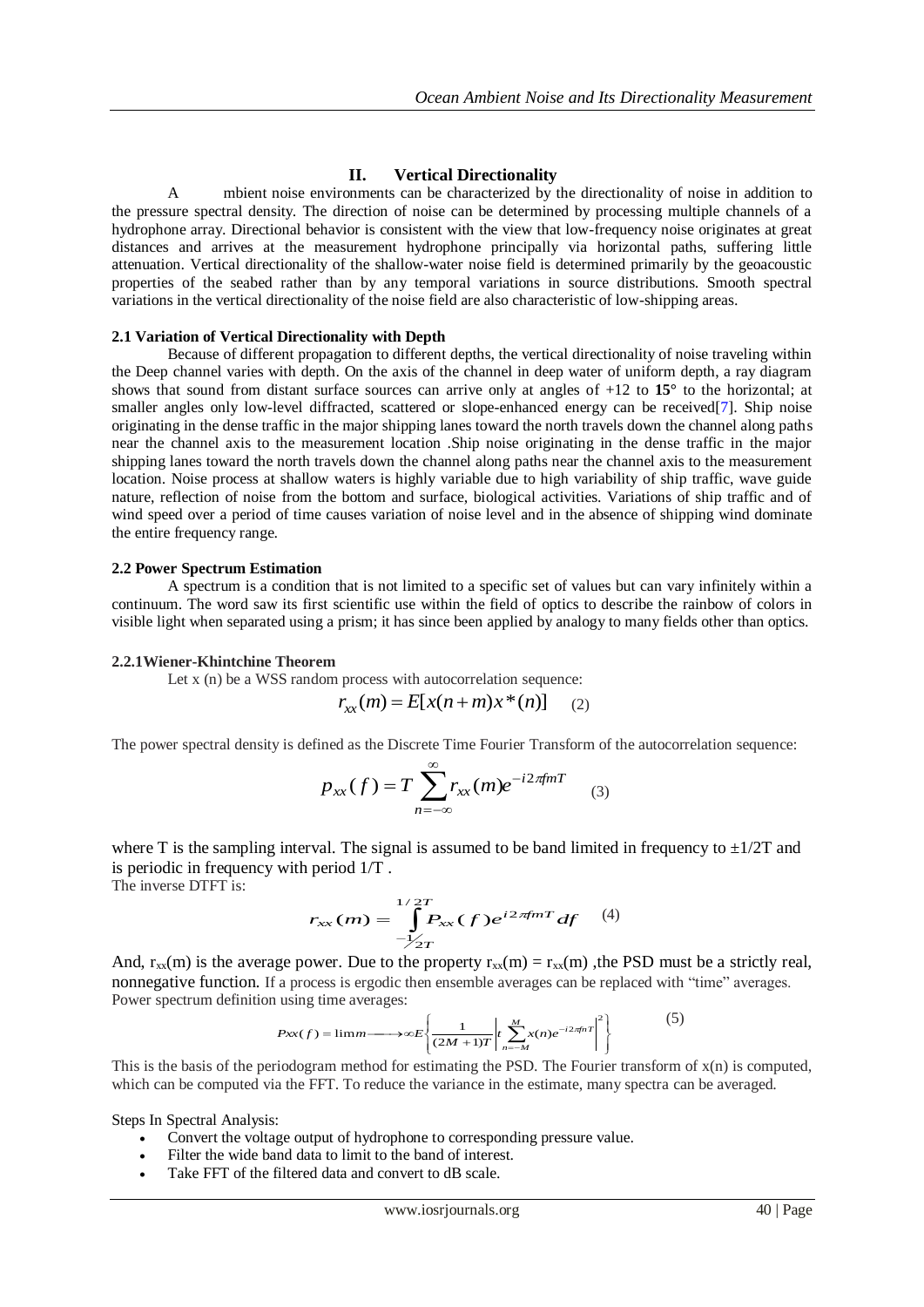## II. Vertical Directionality

A mbient noise environments can be characterized by the directionality of noise in addition to the pressure spectral density. The direction of noise can be determined by processing multiple channels of a hydrophone array. Directional behavior is consistent with the view that low-frequency noise originates at great distances and arrives at the measurement hydrophone principally via horizontal paths, suffering little attenuation. Vertical directionality of the shallow-water noise field is determined primarily by the geoacoustic properties of the seabed rather than by any temporal variations in source distributions. Smooth spectral variations in the vertical directionality of the noise field are also characteristic of low-shipping areas.

### 2.1 Variation of Vertical Directionality with Depth

Because of different propagation to different depths, the vertical directionality of noise traveling within the Deep channel varies with depth. On the axis of the channel in deep water of uniform depth, a ray diagram shows that sound from distant surface sources can arrive only at angles of +12 to **15°** to the horizontal; at smaller angles only low-level diffracted, scattered or slope-enhanced energy can be received[7]. Ship noise originating in the dense traffic in the major shipping lanes toward the north travels down the channel along paths near the channel axis to the measurement location .Ship noise originating in the dense traffic in the major shipping lanes toward the north travels down the channel along paths near the channel axis to the measurement location. Noise process at shallow waters is highly variable due to high variability of ship traffic, wave guide nature, reflection of noise from the bottom and surface, biological activities. Variations of ship traffic and of wind speed over a period of time causes variation of noise level and in the absence of shipping wind dominate the entire frequency range.

### 2.2 Power Spectrum Estimation

A spectrum is a condition that is not limited to a specific set of values but can vary infinitely within a continuum. The word saw its first scientific use within the field of optics to describe the rainbow of colors in visible light when separated using a prism; it has since been applied by analogy to many fields other than optics.

#### 2.2.1Wiener-Khintchine Theorem

Let x (n) be a WSS random process with autocorrelation sequence:

$$r_{xx}(m) = E[x(n+m)x^*(n)] \quad (2)$$

The power spectral density is defined as the Discrete Time Fourier Transform of the autocorrelation sequence:

$$p_{xx}(f) = T \sum_{n=-\infty}^{\infty} r_{xx}(m) e^{-i2\pi fmT} \quad (3)$$

where T is the sampling interval. The signal is assumed to be band limited in frequency to $\pm 1/2T$ and is periodic in frequency with period $1/T$ .

The inverse DTFT is:

$$r_{xx}(m) = \int_{-1/2T}^{1/2T} P_{xx}(f) e^{i2\pi fmT} df \quad (4)$$

And, $r_{xx}(m)$ is the average power. Due to the property $r_{xx}(m) = r_{xx}(m)$ ,the PSD must be a strictly real, nonnegative function. If a process is ergodic then ensemble averages can be replaced with "time" averages.

Power spectrum definition using time averages:

$$Pxx(f) = \lim m \longrightarrow \infty E\left\{ \frac{1}{(2M+1)T} \left| t \sum_{n=-M}^{M} x(n) e^{-i2\pi fnT} \right|^2 \right\} \quad (5)$$

This is the basis of the periodogram method for estimating the PSD. The Fourier transform of x(n) is computed, which can be computed via the FFT. To reduce the variance in the estimate, many spectra can be averaged.

Steps In Spectral Analysis:

- Convert the voltage output of hydrophone to corresponding pressure value.
- Filter the wide band data to limit to the band of interest.
- Take FFT of the filtered data and convert to dB scale.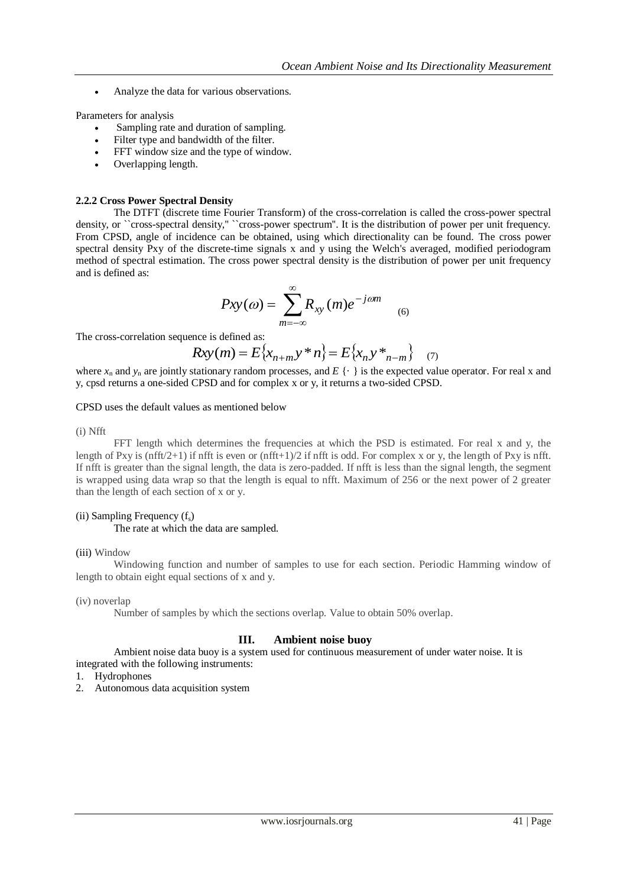- Analyze the data for various observations.

Parameters for analysis

- Sampling rate and duration of sampling.
- Filter type and bandwidth of the filter.
- FFT window size and the type of window.
- Overlapping length.

#### 2.2.2 Cross Power Spectral Density

The DTFT (discrete time Fourier Transform) of the cross-correlation is called the cross-power spectral density, or ``cross-spectral density,'' ``cross-power spectrum''. It is the distribution of power per unit frequency. From CPSD, angle of incidence can be obtained, using which directionality can be found. The cross power spectral density Pxy of the discrete-time signals x and y using the Welch's averaged, modified periodogram method of spectral estimation. The cross power spectral density is the distribution of power per unit frequency and is defined as:

$$Pxy(\omega) = \sum_{m=-\infty}^{\infty} R_{xy}(m) e^{-j\omega m} \quad (6)$$

The cross-correlation sequence is defined as:

$$Rxy(m) = E\{x_{n+m} y^* n\} = E\{x_n y^*_{n-m}\} \quad (7)$$

where $x_n$ and $y_n$ are jointly stationary random processes, and $E\{\cdot\}$ is the expected value operator. For real x and y, cpsd returns a one-sided CPSD and for complex x or y, it returns a two-sided CPSD.

CPSD uses the default values as mentioned below

(i) Nfft

FFT length which determines the frequencies at which the PSD is estimated. For real x and y, the length of Pxy is (nfft/2+1) if nfft is even or (nfft+1)/2 if nfft is odd. For complex x or y, the length of Pxy is nfft. If nfft is greater than the signal length, the data is zero-padded. If nfft is less than the signal length, the segment is wrapped using data wrap so that the length is equal to nfft. Maximum of 256 or the next power of 2 greater than the length of each section of x or y.

(ii) Sampling Frequency ($f_s$)

The rate at which the data are sampled.

(iii) Window

Windowing function and number of samples to use for each section. Periodic Hamming window of length to obtain eight equal sections of x and y.

(iv) noverlap

Number of samples by which the sections overlap. Value to obtain 50% overlap.

## III. Ambient noise buoy

Ambient noise data buoy is a system used for continuous measurement of under water noise. It is integrated with the following instruments:

1. Hydrophones
2. Autonomous data acquisition system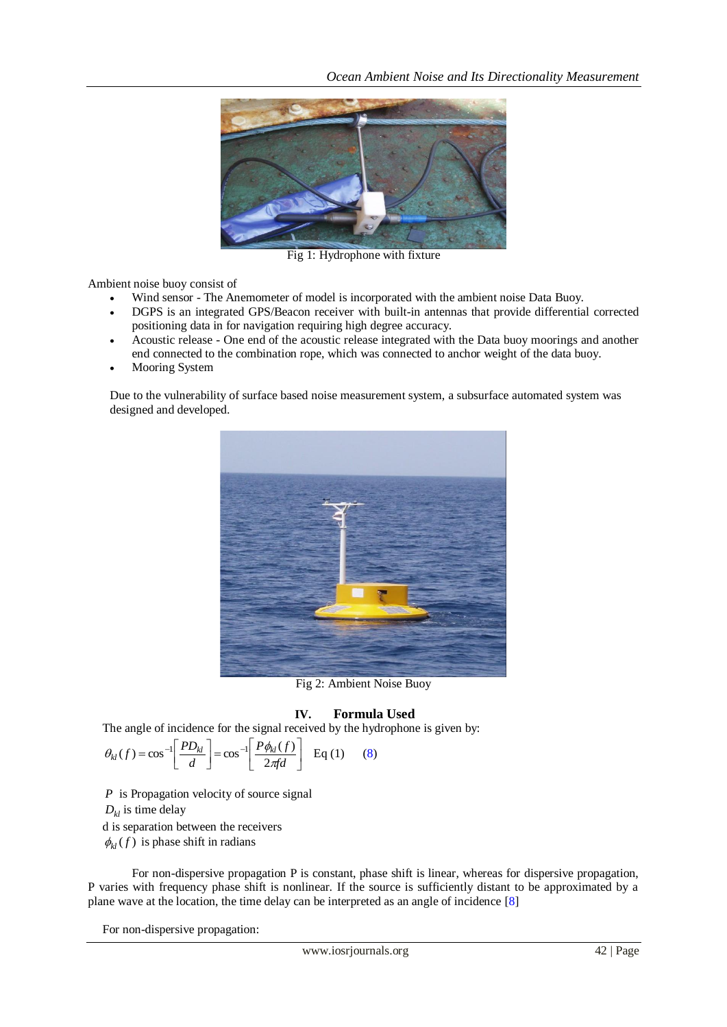Fig 1: Hydrophone with fixture

Ambient noise buoy consist of

- Wind sensor - The Anemometer of model is incorporated with the ambient noise Data Buoy.
- DGPS is an integrated GPS/Beacon receiver with built-in antennas that provide differential corrected positioning data in for navigation requiring high degree accuracy.
- Acoustic release - One end of the acoustic release integrated with the Data buoy moorings and another end connected to the combination rope, which was connected to anchor weight of the data buoy.
- Mooring System

Due to the vulnerability of surface based noise measurement system, a subsurface automated system was designed and developed.

Fig 2: Ambient Noise Buoy

## IV. Formula Used

The angle of incidence for the signal received by the hydrophone is given by:

$$\theta_{kl}(f) = \cos^{-1}\left[\frac{PD_{kl}}{d}\right] = \cos^{-1}\left[\frac{P\phi_{kl}(f)}{2\pi fd}\right] \quad \text{Eq (1)} \quad (8)$$

$P$ is Propagation velocity of source signal

$D_{kl}$ is time delay

d is separation between the receivers

$\phi_{kl}(f)$ is phase shift in radians

For non-dispersive propagation P is constant, phase shift is linear, whereas for dispersive propagation, P varies with frequency phase shift is nonlinear. If the source is sufficiently distant to be approximated by a plane wave at the location, the time delay can be interpreted as an angle of incidence [8]

For non-dispersive propagation: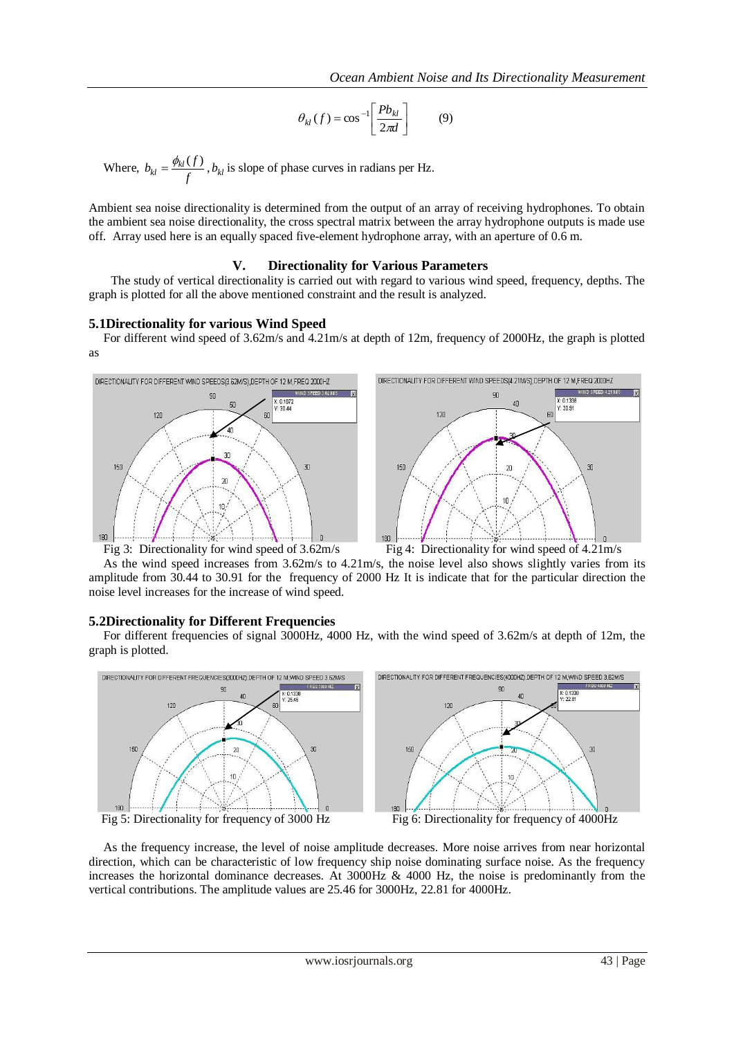$$\theta_{kl}(f) = \cos^{-1}\left[\frac{Pb_{kl}}{2\pi d}\right] \qquad (9)$$

Where, $b_{kl} = \frac{\phi_{kl}(f)}{f}$, $b_{kl}$ is slope of phase curves in radians per Hz.

Ambient sea noise directionality is determined from the output of an array of receiving hydrophones. To obtain the ambient sea noise directionality, the cross spectral matrix between the array hydrophone outputs is made use off. Array used here is an equally spaced five-element hydrophone array, with an aperture of 0.6 m.

## V. Directionality for Various Parameters

The study of vertical directionality is carried out with regard to various wind speed, frequency, depths. The graph is plotted for all the above mentioned constraint and the result is analyzed.

### 5.1Directionality for various Wind Speed

For different wind speed of 3.62m/s and 4.21m/s at depth of 12m, frequency of 2000Hz, the graph is plotted as

Fig 3: Directionality for wind speed of 3.62m/s

Fig 4: Directionality for wind speed of 4.21m/s

As the wind speed increases from 3.62m/s to 4.21m/s, the noise level also shows slightly varies from its amplitude from 30.44 to 30.91 for the frequency of 2000 Hz It is indicate that for the particular direction the noise level increases for the increase of wind speed.

### 5.2Directionality for Different Frequencies

For different frequencies of signal 3000Hz, 4000 Hz, with the wind speed of 3.62m/s at depth of 12m, the graph is plotted.

Fig 5: Directionality for frequency of 3000 Hz

Fig 6: Directionality for frequency of 4000Hz

As the frequency increase, the level of noise amplitude decreases. More noise arrives from near horizontal direction, which can be characteristic of low frequency ship noise dominating surface noise. As the frequency increases the horizontal dominance decreases. At 3000Hz & 4000 Hz, the noise is predominantly from the vertical contributions. The amplitude values are 25.46 for 3000Hz, 22.81 for 4000Hz.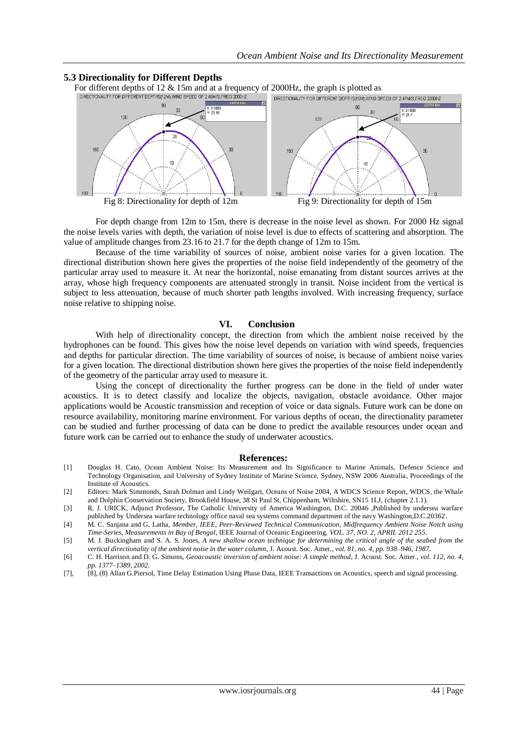### 5.3 Directionality for Different Depths

For different depths of 12 & 15m and at a frequency of 2000Hz, the graph is plotted as

DIRECTIONALITY FOR DIFFERENT DEPTHS(12M),WIND SPEED OF 2.46M/S,FREQ 2000HZ

DEPTH 12M

X: 0.1003
Y: 23.16

90 120 60 150 30 180 0 10 20 30

Fig 8: Directionality for depth of 12m

DIRECTIONALITY FOR DIFFERENT DEPTHS(15M),WIND SPEED OF 2.47M/S,FREQ 2000HZ

DEPTH 15M

X: 0.1003
Y: 21.7

90 120 60 150 30 180 0 10 20 30

Fig 9: Directionality for depth of 15m

For depth change from 12m to 15m, there is decrease in the noise level as shown. For 2000 Hz signal the noise levels varies with depth, the variation of noise level is due to effects of scattering and absorption. The value of amplitude changes from 23.16 to 21.7 for the depth change of 12m to 15m.

Because of the time variability of sources of noise, ambient noise varies for a given location. The directional distribution shown here gives the properties of the noise field independently of the geometry of the particular array used to measure it. At near the horizontal, noise emanating from distant sources arrives at the array, whose high frequency components are attenuated strongly in transit. Noise incident from the vertical is subject to less attenuation, because of much shorter path lengths involved. With increasing frequency, surface noise relative to shipping noise.

## VI. Conclusion

With help of directionality concept, the direction from which the ambient noise received by the hydrophones can be found. This gives how the noise level depends on variation with wind speeds, frequencies and depths for particular direction. The time variability of sources of noise, is because of ambient noise varies for a given location. The directional distribution shown here gives the properties of the noise field independently of the geometry of the particular array used to measure it.

Using the concept of directionality the further progress can be done in the field of under water acoustics. It is to detect classify and localize the objects, navigation, obstacle avoidance. Other major applications would be Acoustic transmission and reception of voice or data signals. Future work can be done on resource availability, monitoring marine environment. For various depths of ocean, the directionality parameter can be studied and further processing of data can be done to predict the available resources under ocean and future work can be carried out to enhance the study of underwater acoustics.

## References:

[1] Douglas H. Cato, Ocean Ambient Noise: Its Measurement and Its Significance to Marine Animals, Defence Science and Technology Organisation, and University of Sydney Institute of Marine Science, Sydney, NSW 2006 Australia, Proceedings of the Institute of Acoustics.

[2] Editors: Mark Simmonds, Sarah Dolman and Lindy Weilgart, Oceans of Noise 2004, A WDCS Science Report, WDCS, the Whale and Dolphin Conservation Society, Brookfield House, 38 St Paul St, Chippenham, Wiltshire, SN15 1LJ, (chapter 2.1.1).

[3] R. J. URICK, Adjunct Professor, The Catholic University of America Washington, D.C. 20046 ,Published by undersea warfare published by Undersea warfare technology office naval sea systems command department of the navy Washington,D.C.20362.

[4] M. C. Sanjana and G. Latha, *Member, IEEE, Peer-Reviewed Technical Communication, Midfrequency Ambient Noise Notch using Time-Series, Measurements in Bay of Bengal*, IEEE Journal of Oceanic Engineering, *VOL. 37, NO. 2, APRIL 2012 255*.

[5] M. J. Buckingham and S. A. S. Jones, *A new shallow ocean technique for determining the critical angle of the seabed from the vertical directionality of the ambient noise in the water column*, J. Acoust. Soc. Amer., *vol. 81, no. 4, pp. 938–946, 1987*.

[6] C. H. Harrison and D. G. Simons, *Geoacoustic inversion of ambient noise: A simple method*, J. Acoust. Soc. Amer., *vol. 112, no. 4, pp. 1377–1389, 2002*.

[7], [8], (8) Allan G.Piersol, Time Delay Estimation Using Phase Data, IEEE Transactions on Acoustics, speech and signal processing.